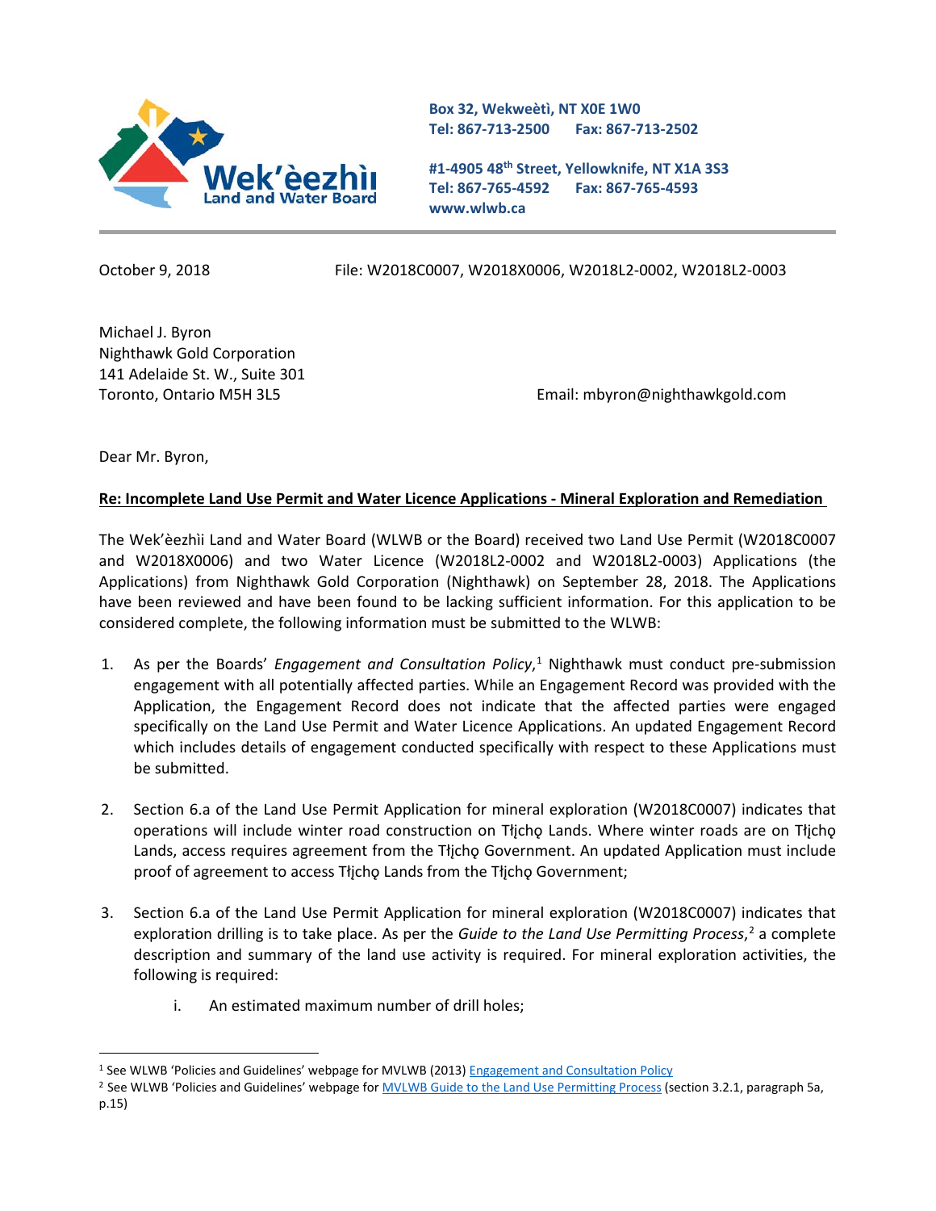Wek'èezhìı Land and Water Board

Box 32, Wekweètì, NT X0E 1W0
Tel: 867-713-2500 Fax: 867-713-2502

#1-4905 48th Street, Yellowknife, NT X1A 3S3
Tel: 867-765-4592 Fax: 867-765-4593
www.wlwb.ca

October 9, 2018 File: W2018C0007, W2018X0006, W2018L2-0002, W2018L2-0003

Michael J. Byron
Nighthawk Gold Corporation
141 Adelaide St. W., Suite 301
Toronto, Ontario M5H 3L5

Email: mbyron@nighthawkgold.com

Dear Mr. Byron,

**Re: Incomplete Land Use Permit and Water Licence Applications - Mineral Exploration and Remediation**

The Wek'èezhìi Land and Water Board (WLWB or the Board) received two Land Use Permit (W2018C0007 and W2018X0006) and two Water Licence (W2018L2-0002 and W2018L2-0003) Applications (the Applications) from Nighthawk Gold Corporation (Nighthawk) on September 28, 2018. The Applications have been reviewed and have been found to be lacking sufficient information. For this application to be considered complete, the following information must be submitted to the WLWB:

1. As per the Boards' *Engagement and Consultation Policy*,[1] Nighthawk must conduct pre-submission engagement with all potentially affected parties. While an Engagement Record was provided with the Application, the Engagement Record does not indicate that the affected parties were engaged specifically on the Land Use Permit and Water Licence Applications. An updated Engagement Record which includes details of engagement conducted specifically with respect to these Applications must be submitted.

2. Section 6.a of the Land Use Permit Application for mineral exploration (W2018C0007) indicates that operations will include winter road construction on Tłįchǫ Lands. Where winter roads are on Tłįchǫ Lands, access requires agreement from the Tłįchǫ Government. An updated Application must include proof of agreement to access Tłįchǫ Lands from the Tłįchǫ Government;

3. Section 6.a of the Land Use Permit Application for mineral exploration (W2018C0007) indicates that exploration drilling is to take place. As per the *Guide to the Land Use Permitting Process*,[2] a complete description and summary of the land use activity is required. For mineral exploration activities, the following is required:

    i. An estimated maximum number of drill holes;

[1] See WLWB 'Policies and Guidelines' webpage for MVLWB (2013) Engagement and Consultation Policy

[2] See WLWB 'Policies and Guidelines' webpage for MVLWB Guide to the Land Use Permitting Process (section 3.2.1, paragraph 5a, p.15)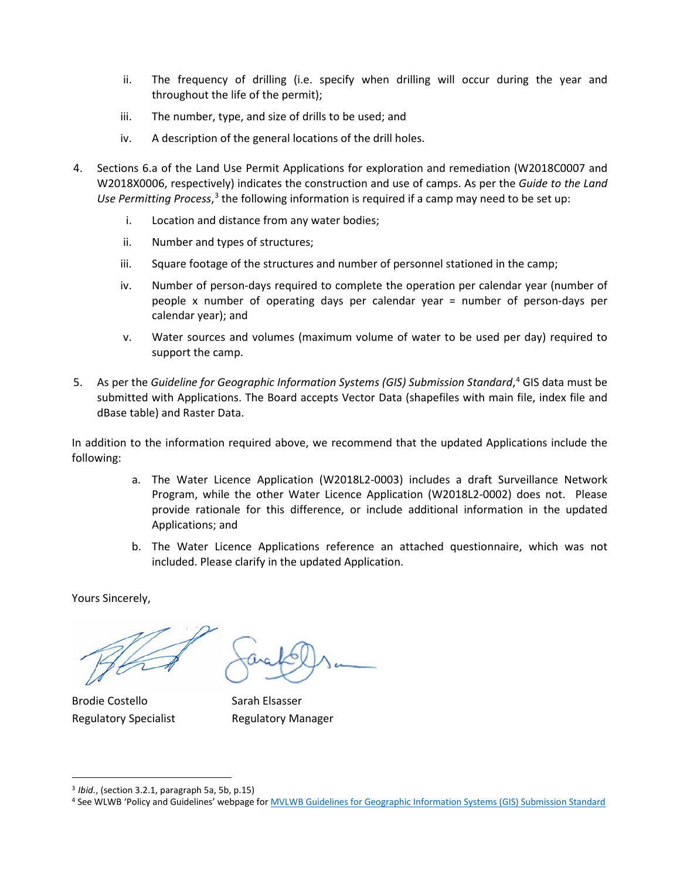ii. The frequency of drilling (i.e. specify when drilling will occur during the year and throughout the life of the permit);

   iii. The number, type, and size of drills to be used; and

   iv. A description of the general locations of the drill holes.

4. Sections 6.a of the Land Use Permit Applications for exploration and remediation (W2018C0007 and W2018X0006, respectively) indicates the construction and use of camps. As per the *Guide to the Land Use Permitting Process*,[3] the following information is required if a camp may need to be set up:

   i. Location and distance from any water bodies;

   ii. Number and types of structures;

   iii. Square footage of the structures and number of personnel stationed in the camp;

   iv. Number of person-days required to complete the operation per calendar year (number of people x number of operating days per calendar year = number of person-days per calendar year); and

   v. Water sources and volumes (maximum volume of water to be used per day) required to support the camp.

5. As per the *Guideline for Geographic Information Systems (GIS) Submission Standard*,[4] GIS data must be submitted with Applications. The Board accepts Vector Data (shapefiles with main file, index file and dBase table) and Raster Data.

In addition to the information required above, we recommend that the updated Applications include the following:

a. The Water Licence Application (W2018L2-0003) includes a draft Surveillance Network Program, while the other Water Licence Application (W2018L2-0002) does not. Please provide rationale for this difference, or include additional information in the updated Applications; and

b. The Water Licence Applications reference an attached questionnaire, which was not included. Please clarify in the updated Application.

Yours Sincerely,

Brodie Costello
Regulatory Specialist

Sarah Elsasser
Regulatory Manager

---

[3] *Ibid.*, (section 3.2.1, paragraph 5a, 5b, p.15)

[4] See WLWB 'Policy and Guidelines' webpage for MVLWB Guidelines for Geographic Information Systems (GIS) Submission Standard